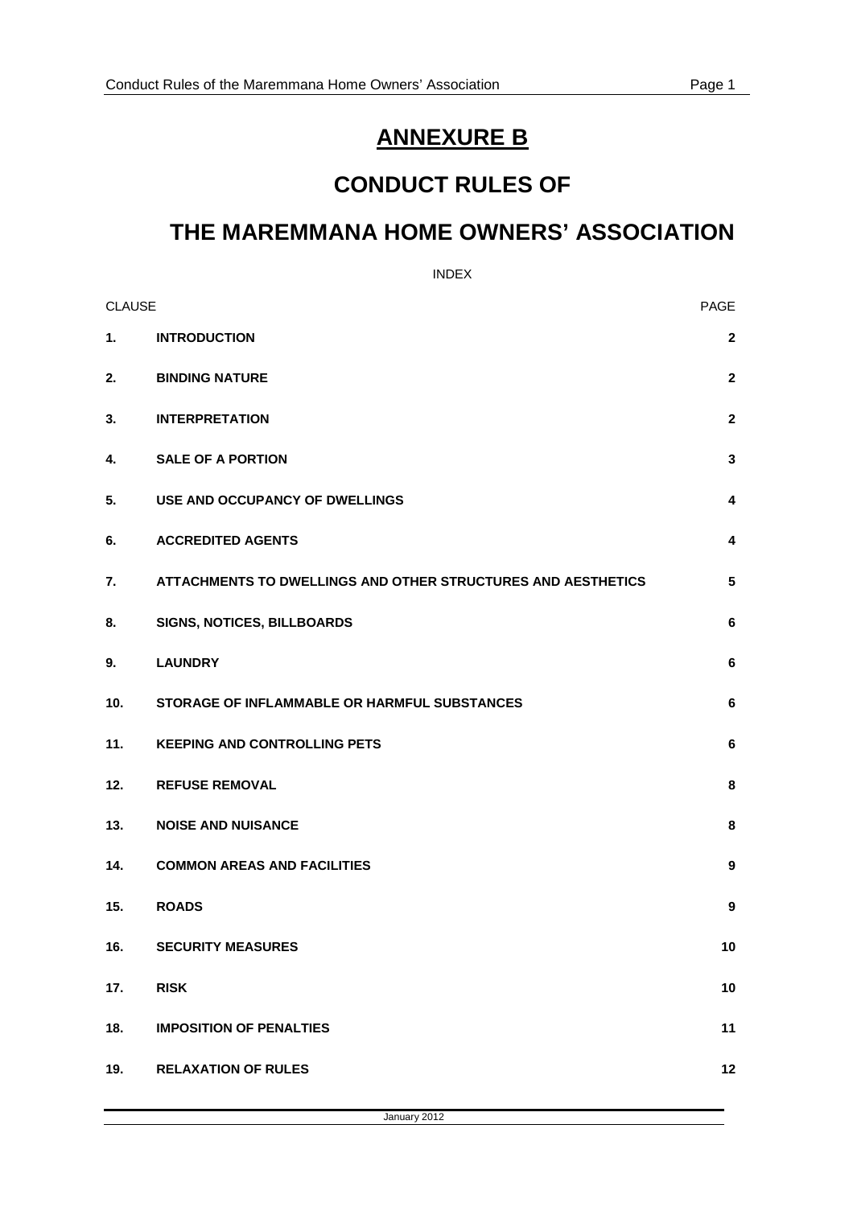# ANNEXURE B

# CONDUCT RULES OF

# THE MAREMMANA HOME OWNERS' ASSOCIATION

INDEX

| CLAUSE | | PAGE |
|---|---|---|
| **1.** | **INTRODUCTION** | **2** |
| **2.** | **BINDING NATURE** | **2** |
| **3.** | **INTERPRETATION** | **2** |
| **4.** | **SALE OF A PORTION** | **3** |
| **5.** | **USE AND OCCUPANCY OF DWELLINGS** | **4** |
| **6.** | **ACCREDITED AGENTS** | **4** |
| **7.** | **ATTACHMENTS TO DWELLINGS AND OTHER STRUCTURES AND AESTHETICS** | **5** |
| **8.** | **SIGNS, NOTICES, BILLBOARDS** | **6** |
| **9.** | **LAUNDRY** | **6** |
| **10.** | **STORAGE OF INFLAMMABLE OR HARMFUL SUBSTANCES** | **6** |
| **11.** | **KEEPING AND CONTROLLING PETS** | **6** |
| **12.** | **REFUSE REMOVAL** | **8** |
| **13.** | **NOISE AND NUISANCE** | **8** |
| **14.** | **COMMON AREAS AND FACILITIES** | **9** |
| **15.** | **ROADS** | **9** |
| **16.** | **SECURITY MEASURES** | **10** |
| **17.** | **RISK** | **10** |
| **18.** | **IMPOSITION OF PENALTIES** | **11** |
| **19.** | **RELAXATION OF RULES** | **12** |

January 2012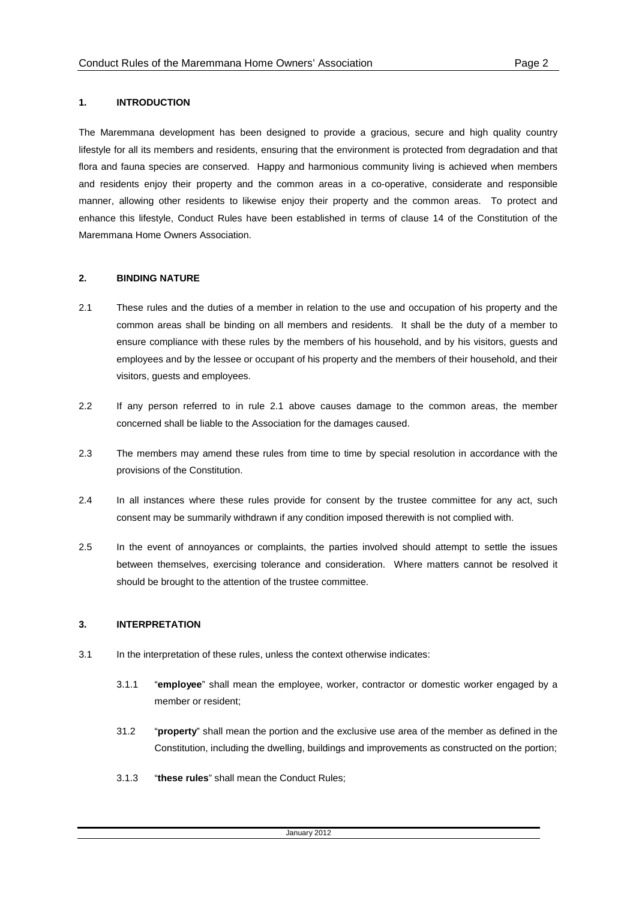## 1. INTRODUCTION

The Maremmana development has been designed to provide a gracious, secure and high quality country lifestyle for all its members and residents, ensuring that the environment is protected from degradation and that flora and fauna species are conserved. Happy and harmonious community living is achieved when members and residents enjoy their property and the common areas in a co-operative, considerate and responsible manner, allowing other residents to likewise enjoy their property and the common areas. To protect and enhance this lifestyle, Conduct Rules have been established in terms of clause 14 of the Constitution of the Maremmana Home Owners Association.

## 2. BINDING NATURE

2.1 These rules and the duties of a member in relation to the use and occupation of his property and the common areas shall be binding on all members and residents. It shall be the duty of a member to ensure compliance with these rules by the members of his household, and by his visitors, guests and employees and by the lessee or occupant of his property and the members of their household, and their visitors, guests and employees.

2.2 If any person referred to in rule 2.1 above causes damage to the common areas, the member concerned shall be liable to the Association for the damages caused.

2.3 The members may amend these rules from time to time by special resolution in accordance with the provisions of the Constitution.

2.4 In all instances where these rules provide for consent by the trustee committee for any act, such consent may be summarily withdrawn if any condition imposed therewith is not complied with.

2.5 In the event of annoyances or complaints, the parties involved should attempt to settle the issues between themselves, exercising tolerance and consideration. Where matters cannot be resolved it should be brought to the attention of the trustee committee.

## 3. INTERPRETATION

3.1 In the interpretation of these rules, unless the context otherwise indicates:

3.1.1 "**employee**" shall mean the employee, worker, contractor or domestic worker engaged by a member or resident;

31.2 "**property**" shall mean the portion and the exclusive use area of the member as defined in the Constitution, including the dwelling, buildings and improvements as constructed on the portion;

3.1.3 "**these rules**" shall mean the Conduct Rules;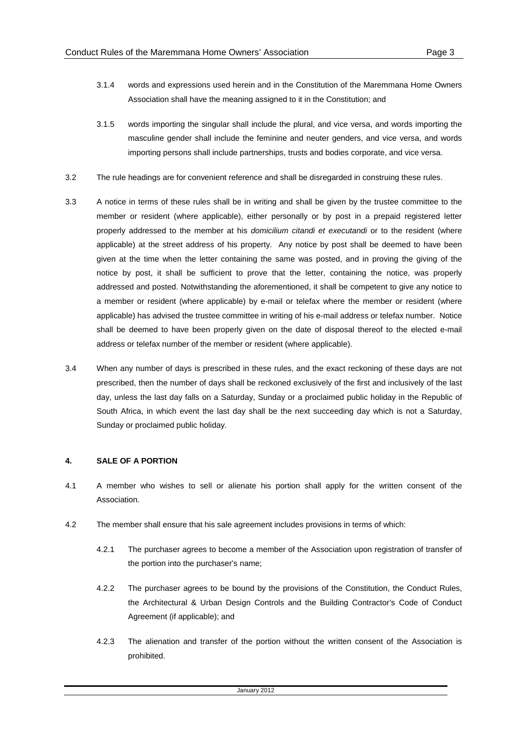3.1.4 words and expressions used herein and in the Constitution of the Maremmana Home Owners Association shall have the meaning assigned to it in the Constitution; and

3.1.5 words importing the singular shall include the plural, and vice versa, and words importing the masculine gender shall include the feminine and neuter genders, and vice versa, and words importing persons shall include partnerships, trusts and bodies corporate, and vice versa.

3.2 The rule headings are for convenient reference and shall be disregarded in construing these rules.

3.3 A notice in terms of these rules shall be in writing and shall be given by the trustee committee to the member or resident (where applicable), either personally or by post in a prepaid registered letter properly addressed to the member at his *domicilium citandi et executandi* or to the resident (where applicable) at the street address of his property. Any notice by post shall be deemed to have been given at the time when the letter containing the same was posted, and in proving the giving of the notice by post, it shall be sufficient to prove that the letter, containing the notice, was properly addressed and posted. Notwithstanding the aforementioned, it shall be competent to give any notice to a member or resident (where applicable) by e-mail or telefax where the member or resident (where applicable) has advised the trustee committee in writing of his e-mail address or telefax number. Notice shall be deemed to have been properly given on the date of disposal thereof to the elected e-mail address or telefax number of the member or resident (where applicable).

3.4 When any number of days is prescribed in these rules, and the exact reckoning of these days are not prescribed, then the number of days shall be reckoned exclusively of the first and inclusively of the last day, unless the last day falls on a Saturday, Sunday or a proclaimed public holiday in the Republic of South Africa, in which event the last day shall be the next succeeding day which is not a Saturday, Sunday or proclaimed public holiday.

## 4. SALE OF A PORTION

4.1 A member who wishes to sell or alienate his portion shall apply for the written consent of the Association.

4.2 The member shall ensure that his sale agreement includes provisions in terms of which:

4.2.1 The purchaser agrees to become a member of the Association upon registration of transfer of the portion into the purchaser's name;

4.2.2 The purchaser agrees to be bound by the provisions of the Constitution, the Conduct Rules, the Architectural & Urban Design Controls and the Building Contractor's Code of Conduct Agreement (if applicable); and

4.2.3 The alienation and transfer of the portion without the written consent of the Association is prohibited.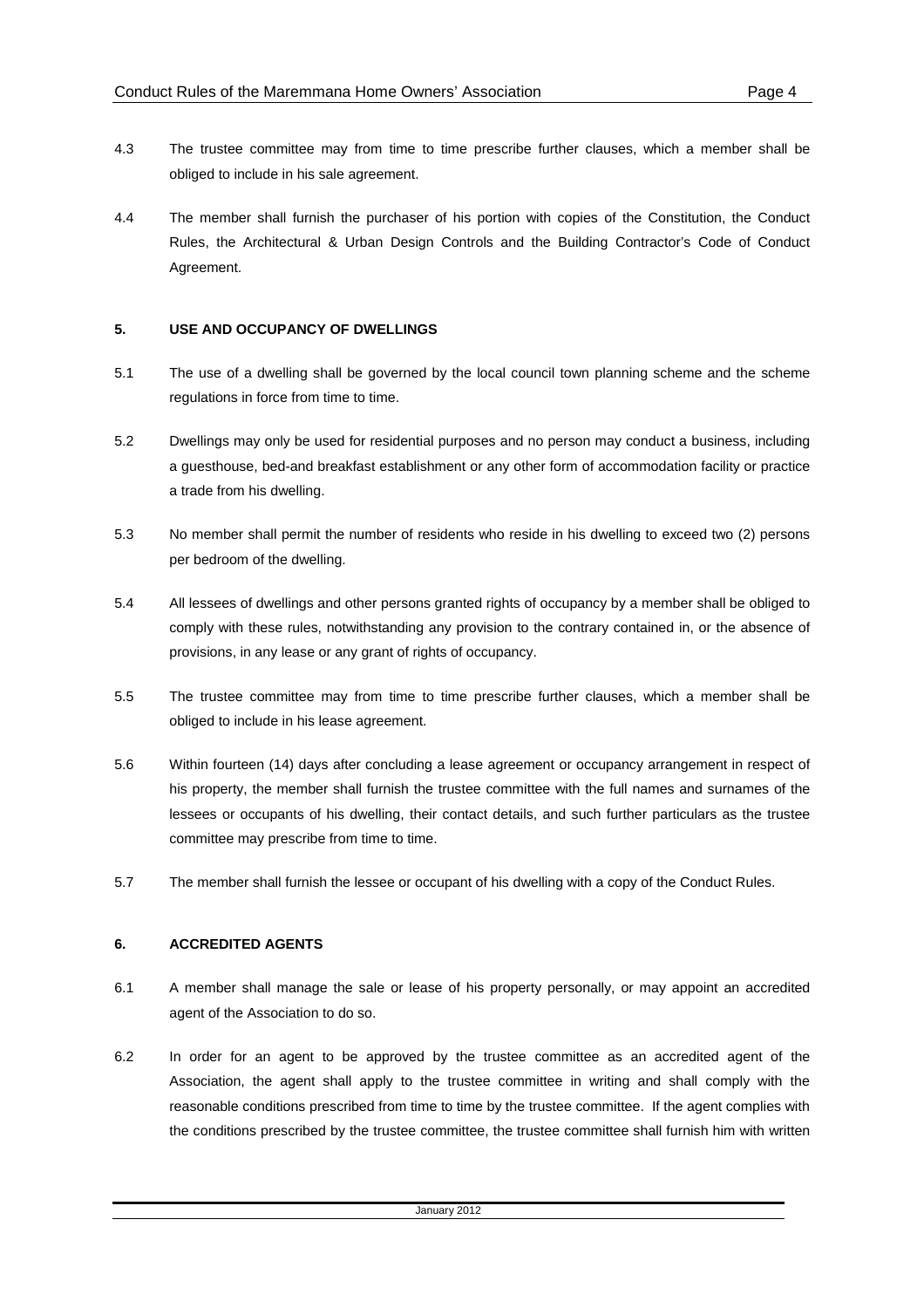4.3 The trustee committee may from time to time prescribe further clauses, which a member shall be obliged to include in his sale agreement.

4.4 The member shall furnish the purchaser of his portion with copies of the Constitution, the Conduct Rules, the Architectural & Urban Design Controls and the Building Contractor's Code of Conduct Agreement.

## 5. USE AND OCCUPANCY OF DWELLINGS

5.1 The use of a dwelling shall be governed by the local council town planning scheme and the scheme regulations in force from time to time.

5.2 Dwellings may only be used for residential purposes and no person may conduct a business, including a guesthouse, bed-and breakfast establishment or any other form of accommodation facility or practice a trade from his dwelling.

5.3 No member shall permit the number of residents who reside in his dwelling to exceed two (2) persons per bedroom of the dwelling.

5.4 All lessees of dwellings and other persons granted rights of occupancy by a member shall be obliged to comply with these rules, notwithstanding any provision to the contrary contained in, or the absence of provisions, in any lease or any grant of rights of occupancy.

5.5 The trustee committee may from time to time prescribe further clauses, which a member shall be obliged to include in his lease agreement.

5.6 Within fourteen (14) days after concluding a lease agreement or occupancy arrangement in respect of his property, the member shall furnish the trustee committee with the full names and surnames of the lessees or occupants of his dwelling, their contact details, and such further particulars as the trustee committee may prescribe from time to time.

5.7 The member shall furnish the lessee or occupant of his dwelling with a copy of the Conduct Rules.

## 6. ACCREDITED AGENTS

6.1 A member shall manage the sale or lease of his property personally, or may appoint an accredited agent of the Association to do so.

6.2 In order for an agent to be approved by the trustee committee as an accredited agent of the Association, the agent shall apply to the trustee committee in writing and shall comply with the reasonable conditions prescribed from time to time by the trustee committee. If the agent complies with the conditions prescribed by the trustee committee, the trustee committee shall furnish him with written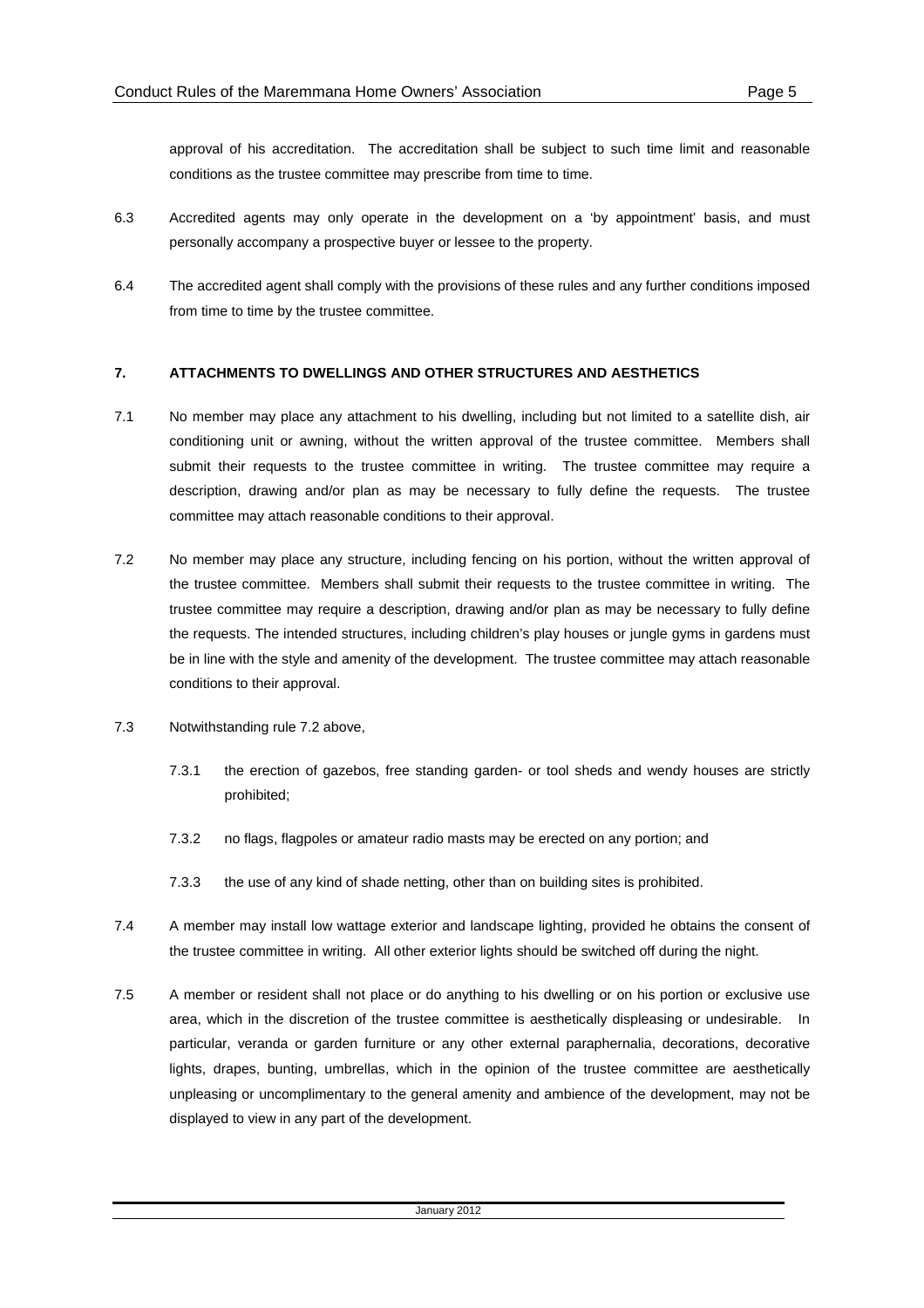approval of his accreditation. The accreditation shall be subject to such time limit and reasonable conditions as the trustee committee may prescribe from time to time.

6.3 Accredited agents may only operate in the development on a 'by appointment' basis, and must personally accompany a prospective buyer or lessee to the property.

6.4 The accredited agent shall comply with the provisions of these rules and any further conditions imposed from time to time by the trustee committee.

## 7. ATTACHMENTS TO DWELLINGS AND OTHER STRUCTURES AND AESTHETICS

7.1 No member may place any attachment to his dwelling, including but not limited to a satellite dish, air conditioning unit or awning, without the written approval of the trustee committee. Members shall submit their requests to the trustee committee in writing. The trustee committee may require a description, drawing and/or plan as may be necessary to fully define the requests. The trustee committee may attach reasonable conditions to their approval.

7.2 No member may place any structure, including fencing on his portion, without the written approval of the trustee committee. Members shall submit their requests to the trustee committee in writing. The trustee committee may require a description, drawing and/or plan as may be necessary to fully define the requests. The intended structures, including children's play houses or jungle gyms in gardens must be in line with the style and amenity of the development. The trustee committee may attach reasonable conditions to their approval.

7.3 Notwithstanding rule 7.2 above,

7.3.1 the erection of gazebos, free standing garden- or tool sheds and wendy houses are strictly prohibited;

7.3.2 no flags, flagpoles or amateur radio masts may be erected on any portion; and

7.3.3 the use of any kind of shade netting, other than on building sites is prohibited.

7.4 A member may install low wattage exterior and landscape lighting, provided he obtains the consent of the trustee committee in writing. All other exterior lights should be switched off during the night.

7.5 A member or resident shall not place or do anything to his dwelling or on his portion or exclusive use area, which in the discretion of the trustee committee is aesthetically displeasing or undesirable. In particular, veranda or garden furniture or any other external paraphernalia, decorations, decorative lights, drapes, bunting, umbrellas, which in the opinion of the trustee committee are aesthetically unpleasing or uncomplimentary to the general amenity and ambience of the development, may not be displayed to view in any part of the development.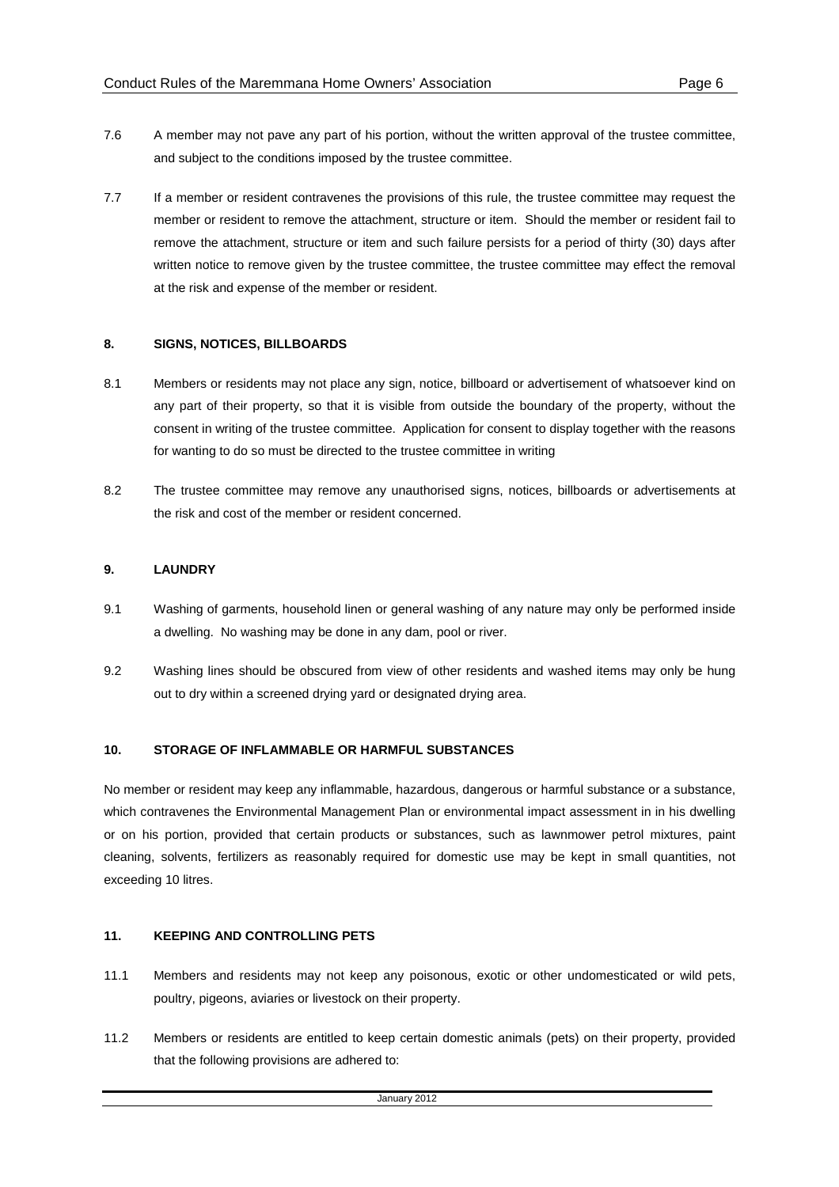7.6 A member may not pave any part of his portion, without the written approval of the trustee committee, and subject to the conditions imposed by the trustee committee.

7.7 If a member or resident contravenes the provisions of this rule, the trustee committee may request the member or resident to remove the attachment, structure or item. Should the member or resident fail to remove the attachment, structure or item and such failure persists for a period of thirty (30) days after written notice to remove given by the trustee committee, the trustee committee may effect the removal at the risk and expense of the member or resident.

## 8. SIGNS, NOTICES, BILLBOARDS

8.1 Members or residents may not place any sign, notice, billboard or advertisement of whatsoever kind on any part of their property, so that it is visible from outside the boundary of the property, without the consent in writing of the trustee committee. Application for consent to display together with the reasons for wanting to do so must be directed to the trustee committee in writing

8.2 The trustee committee may remove any unauthorised signs, notices, billboards or advertisements at the risk and cost of the member or resident concerned.

## 9. LAUNDRY

9.1 Washing of garments, household linen or general washing of any nature may only be performed inside a dwelling. No washing may be done in any dam, pool or river.

9.2 Washing lines should be obscured from view of other residents and washed items may only be hung out to dry within a screened drying yard or designated drying area.

## 10. STORAGE OF INFLAMMABLE OR HARMFUL SUBSTANCES

No member or resident may keep any inflammable, hazardous, dangerous or harmful substance or a substance, which contravenes the Environmental Management Plan or environmental impact assessment in in his dwelling or on his portion, provided that certain products or substances, such as lawnmower petrol mixtures, paint cleaning, solvents, fertilizers as reasonably required for domestic use may be kept in small quantities, not exceeding 10 litres.

## 11. KEEPING AND CONTROLLING PETS

11.1 Members and residents may not keep any poisonous, exotic or other undomesticated or wild pets, poultry, pigeons, aviaries or livestock on their property.

11.2 Members or residents are entitled to keep certain domestic animals (pets) on their property, provided that the following provisions are adhered to: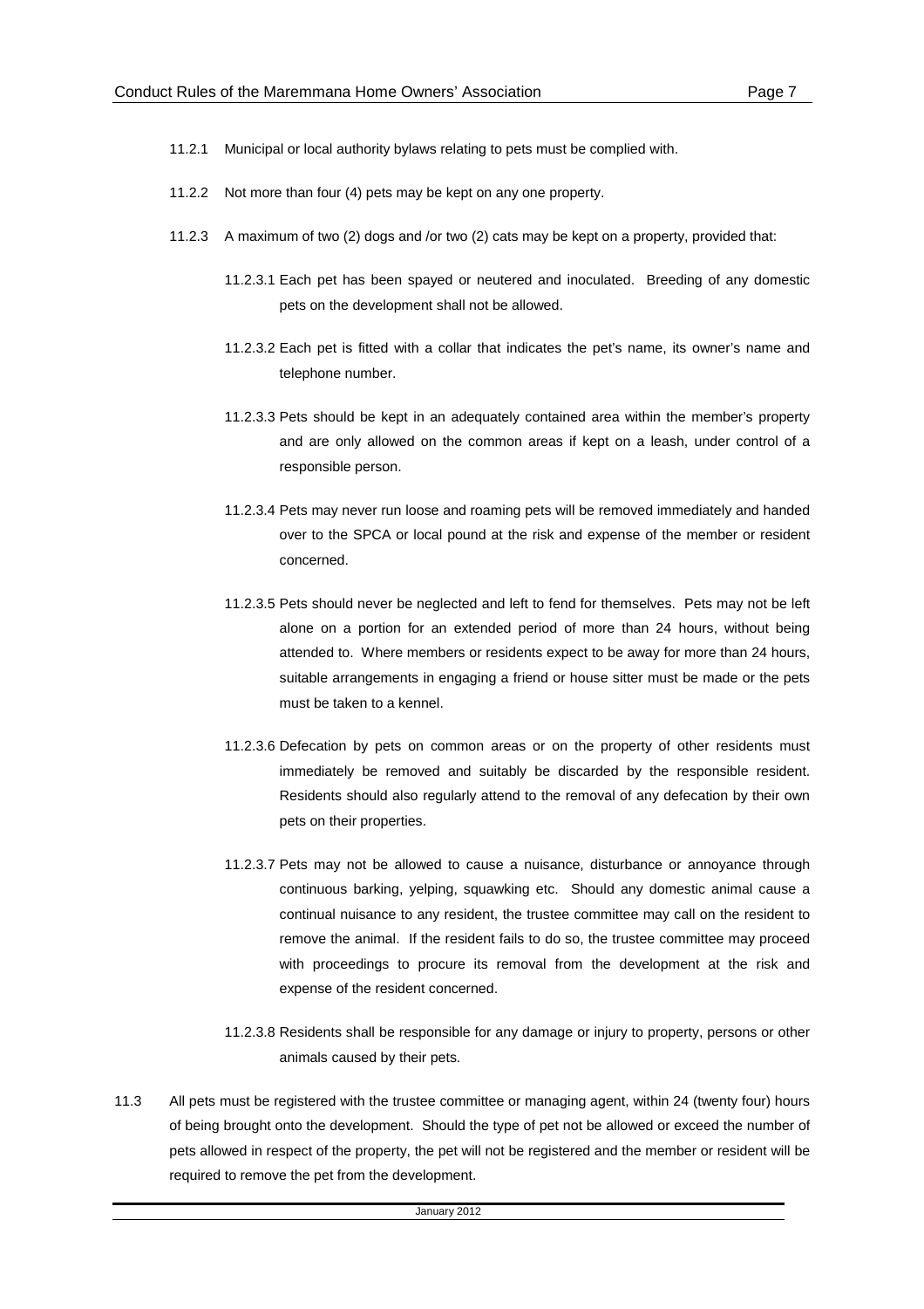11.2.1 Municipal or local authority bylaws relating to pets must be complied with.

11.2.2 Not more than four (4) pets may be kept on any one property.

11.2.3 A maximum of two (2) dogs and /or two (2) cats may be kept on a property, provided that:

11.2.3.1 Each pet has been spayed or neutered and inoculated. Breeding of any domestic pets on the development shall not be allowed.

11.2.3.2 Each pet is fitted with a collar that indicates the pet's name, its owner's name and telephone number.

11.2.3.3 Pets should be kept in an adequately contained area within the member's property and are only allowed on the common areas if kept on a leash, under control of a responsible person.

11.2.3.4 Pets may never run loose and roaming pets will be removed immediately and handed over to the SPCA or local pound at the risk and expense of the member or resident concerned.

11.2.3.5 Pets should never be neglected and left to fend for themselves. Pets may not be left alone on a portion for an extended period of more than 24 hours, without being attended to. Where members or residents expect to be away for more than 24 hours, suitable arrangements in engaging a friend or house sitter must be made or the pets must be taken to a kennel.

11.2.3.6 Defecation by pets on common areas or on the property of other residents must immediately be removed and suitably be discarded by the responsible resident. Residents should also regularly attend to the removal of any defecation by their own pets on their properties.

11.2.3.7 Pets may not be allowed to cause a nuisance, disturbance or annoyance through continuous barking, yelping, squawking etc. Should any domestic animal cause a continual nuisance to any resident, the trustee committee may call on the resident to remove the animal. If the resident fails to do so, the trustee committee may proceed with proceedings to procure its removal from the development at the risk and expense of the resident concerned.

11.2.3.8 Residents shall be responsible for any damage or injury to property, persons or other animals caused by their pets.

11.3 All pets must be registered with the trustee committee or managing agent, within 24 (twenty four) hours of being brought onto the development. Should the type of pet not be allowed or exceed the number of pets allowed in respect of the property, the pet will not be registered and the member or resident will be required to remove the pet from the development.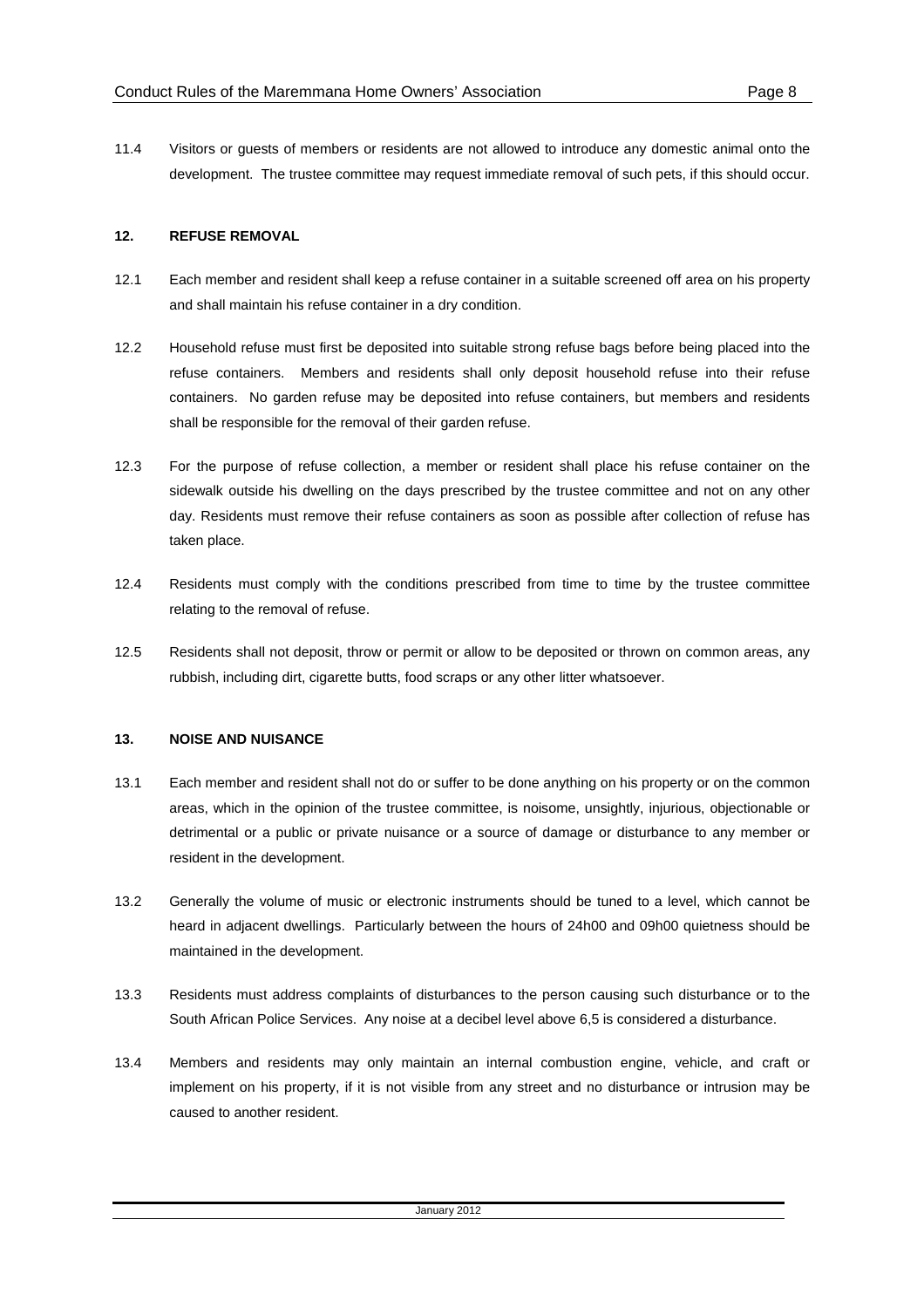11.4 Visitors or guests of members or residents are not allowed to introduce any domestic animal onto the development. The trustee committee may request immediate removal of such pets, if this should occur.

## 12. REFUSE REMOVAL

12.1 Each member and resident shall keep a refuse container in a suitable screened off area on his property and shall maintain his refuse container in a dry condition.

12.2 Household refuse must first be deposited into suitable strong refuse bags before being placed into the refuse containers. Members and residents shall only deposit household refuse into their refuse containers. No garden refuse may be deposited into refuse containers, but members and residents shall be responsible for the removal of their garden refuse.

12.3 For the purpose of refuse collection, a member or resident shall place his refuse container on the sidewalk outside his dwelling on the days prescribed by the trustee committee and not on any other day. Residents must remove their refuse containers as soon as possible after collection of refuse has taken place.

12.4 Residents must comply with the conditions prescribed from time to time by the trustee committee relating to the removal of refuse.

12.5 Residents shall not deposit, throw or permit or allow to be deposited or thrown on common areas, any rubbish, including dirt, cigarette butts, food scraps or any other litter whatsoever.

## 13. NOISE AND NUISANCE

13.1 Each member and resident shall not do or suffer to be done anything on his property or on the common areas, which in the opinion of the trustee committee, is noisome, unsightly, injurious, objectionable or detrimental or a public or private nuisance or a source of damage or disturbance to any member or resident in the development.

13.2 Generally the volume of music or electronic instruments should be tuned to a level, which cannot be heard in adjacent dwellings. Particularly between the hours of 24h00 and 09h00 quietness should be maintained in the development.

13.3 Residents must address complaints of disturbances to the person causing such disturbance or to the South African Police Services. Any noise at a decibel level above 6,5 is considered a disturbance.

13.4 Members and residents may only maintain an internal combustion engine, vehicle, and craft or implement on his property, if it is not visible from any street and no disturbance or intrusion may be caused to another resident.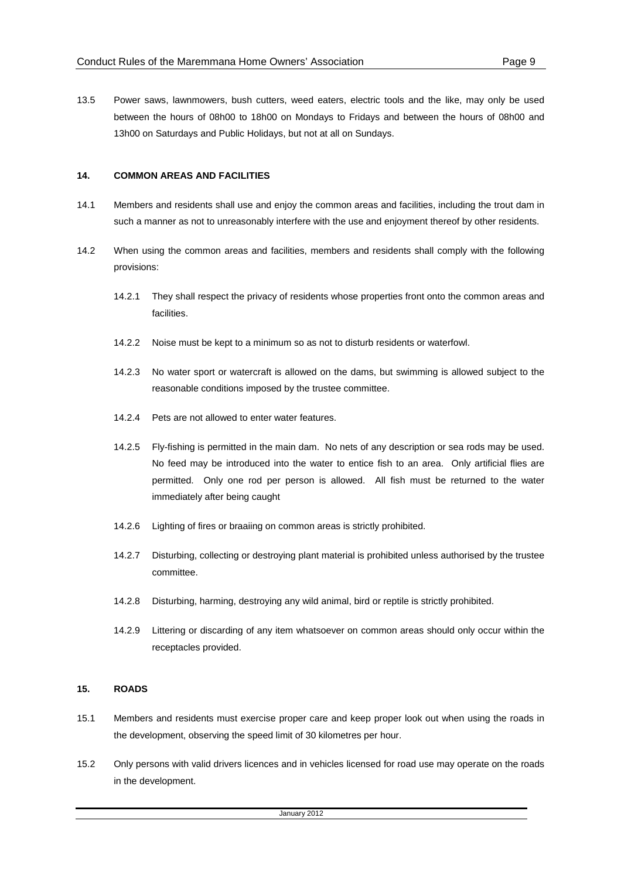13.5 Power saws, lawnmowers, bush cutters, weed eaters, electric tools and the like, may only be used between the hours of 08h00 to 18h00 on Mondays to Fridays and between the hours of 08h00 and 13h00 on Saturdays and Public Holidays, but not at all on Sundays.

## 14. COMMON AREAS AND FACILITIES

14.1 Members and residents shall use and enjoy the common areas and facilities, including the trout dam in such a manner as not to unreasonably interfere with the use and enjoyment thereof by other residents.

14.2 When using the common areas and facilities, members and residents shall comply with the following provisions:

14.2.1 They shall respect the privacy of residents whose properties front onto the common areas and facilities.

14.2.2 Noise must be kept to a minimum so as not to disturb residents or waterfowl.

14.2.3 No water sport or watercraft is allowed on the dams, but swimming is allowed subject to the reasonable conditions imposed by the trustee committee.

14.2.4 Pets are not allowed to enter water features.

14.2.5 Fly-fishing is permitted in the main dam. No nets of any description or sea rods may be used. No feed may be introduced into the water to entice fish to an area. Only artificial flies are permitted. Only one rod per person is allowed. All fish must be returned to the water immediately after being caught

14.2.6 Lighting of fires or braaiing on common areas is strictly prohibited.

14.2.7 Disturbing, collecting or destroying plant material is prohibited unless authorised by the trustee committee.

14.2.8 Disturbing, harming, destroying any wild animal, bird or reptile is strictly prohibited.

14.2.9 Littering or discarding of any item whatsoever on common areas should only occur within the receptacles provided.

## 15. ROADS

15.1 Members and residents must exercise proper care and keep proper look out when using the roads in the development, observing the speed limit of 30 kilometres per hour.

15.2 Only persons with valid drivers licences and in vehicles licensed for road use may operate on the roads in the development.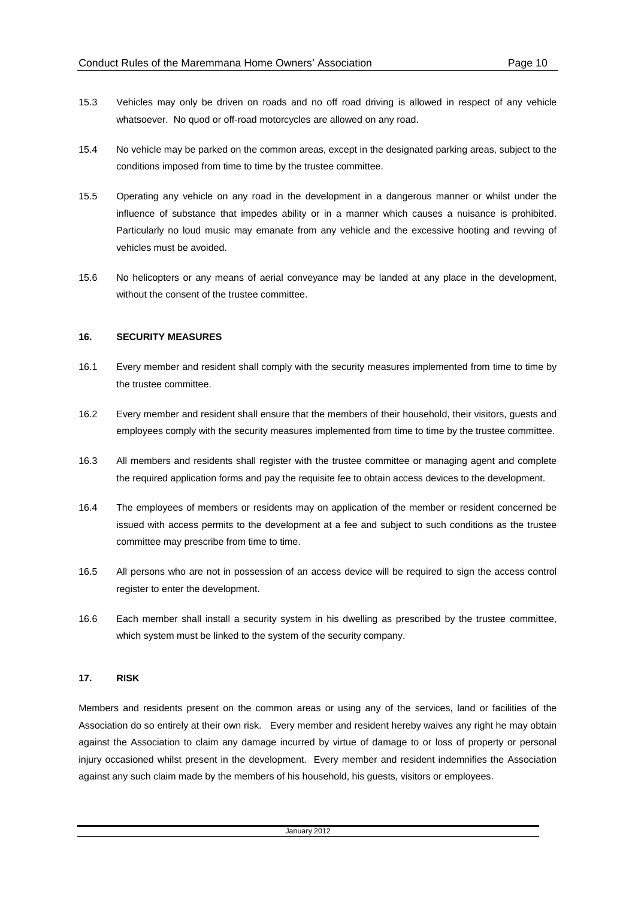15.3 Vehicles may only be driven on roads and no off road driving is allowed in respect of any vehicle whatsoever. No quod or off-road motorcycles are allowed on any road.

15.4 No vehicle may be parked on the common areas, except in the designated parking areas, subject to the conditions imposed from time to time by the trustee committee.

15.5 Operating any vehicle on any road in the development in a dangerous manner or whilst under the influence of substance that impedes ability or in a manner which causes a nuisance is prohibited. Particularly no loud music may emanate from any vehicle and the excessive hooting and revving of vehicles must be avoided.

15.6 No helicopters or any means of aerial conveyance may be landed at any place in the development, without the consent of the trustee committee.

**16. SECURITY MEASURES**

16.1 Every member and resident shall comply with the security measures implemented from time to time by the trustee committee.

16.2 Every member and resident shall ensure that the members of their household, their visitors, guests and employees comply with the security measures implemented from time to time by the trustee committee.

16.3 All members and residents shall register with the trustee committee or managing agent and complete the required application forms and pay the requisite fee to obtain access devices to the development.

16.4 The employees of members or residents may on application of the member or resident concerned be issued with access permits to the development at a fee and subject to such conditions as the trustee committee may prescribe from time to time.

16.5 All persons who are not in possession of an access device will be required to sign the access control register to enter the development.

16.6 Each member shall install a security system in his dwelling as prescribed by the trustee committee, which system must be linked to the system of the security company.

**17. RISK**

Members and residents present on the common areas or using any of the services, land or facilities of the Association do so entirely at their own risk. Every member and resident hereby waives any right he may obtain against the Association to claim any damage incurred by virtue of damage to or loss of property or personal injury occasioned whilst present in the development. Every member and resident indemnifies the Association against any such claim made by the members of his household, his guests, visitors or employees.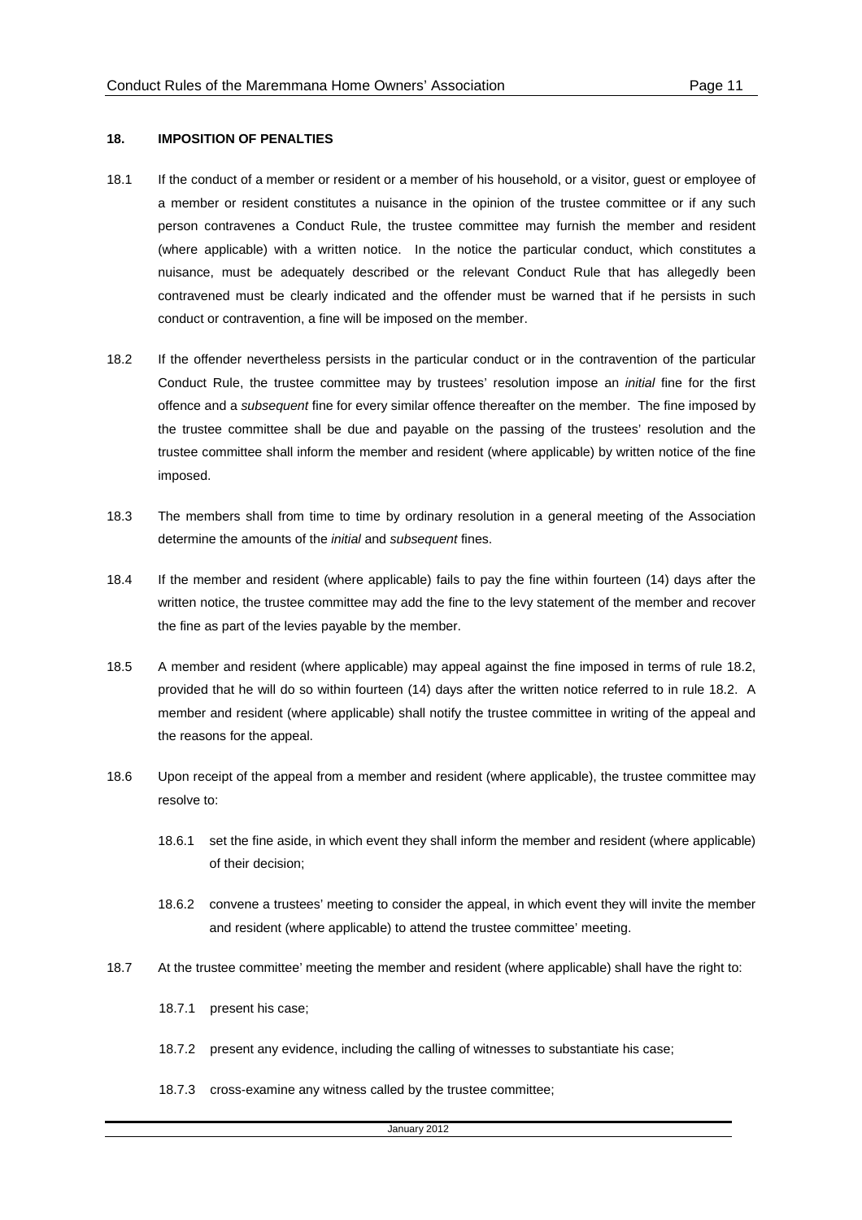## 18. IMPOSITION OF PENALTIES

18.1 If the conduct of a member or resident or a member of his household, or a visitor, guest or employee of a member or resident constitutes a nuisance in the opinion of the trustee committee or if any such person contravenes a Conduct Rule, the trustee committee may furnish the member and resident (where applicable) with a written notice. In the notice the particular conduct, which constitutes a nuisance, must be adequately described or the relevant Conduct Rule that has allegedly been contravened must be clearly indicated and the offender must be warned that if he persists in such conduct or contravention, a fine will be imposed on the member.

18.2 If the offender nevertheless persists in the particular conduct or in the contravention of the particular Conduct Rule, the trustee committee may by trustees' resolution impose an *initial* fine for the first offence and a *subsequent* fine for every similar offence thereafter on the member. The fine imposed by the trustee committee shall be due and payable on the passing of the trustees' resolution and the trustee committee shall inform the member and resident (where applicable) by written notice of the fine imposed.

18.3 The members shall from time to time by ordinary resolution in a general meeting of the Association determine the amounts of the *initial* and *subsequent* fines.

18.4 If the member and resident (where applicable) fails to pay the fine within fourteen (14) days after the written notice, the trustee committee may add the fine to the levy statement of the member and recover the fine as part of the levies payable by the member.

18.5 A member and resident (where applicable) may appeal against the fine imposed in terms of rule 18.2, provided that he will do so within fourteen (14) days after the written notice referred to in rule 18.2. A member and resident (where applicable) shall notify the trustee committee in writing of the appeal and the reasons for the appeal.

18.6 Upon receipt of the appeal from a member and resident (where applicable), the trustee committee may resolve to:

18.6.1 set the fine aside, in which event they shall inform the member and resident (where applicable) of their decision;

18.6.2 convene a trustees' meeting to consider the appeal, in which event they will invite the member and resident (where applicable) to attend the trustee committee' meeting.

18.7 At the trustee committee' meeting the member and resident (where applicable) shall have the right to:

18.7.1 present his case;

18.7.2 present any evidence, including the calling of witnesses to substantiate his case;

18.7.3 cross-examine any witness called by the trustee committee;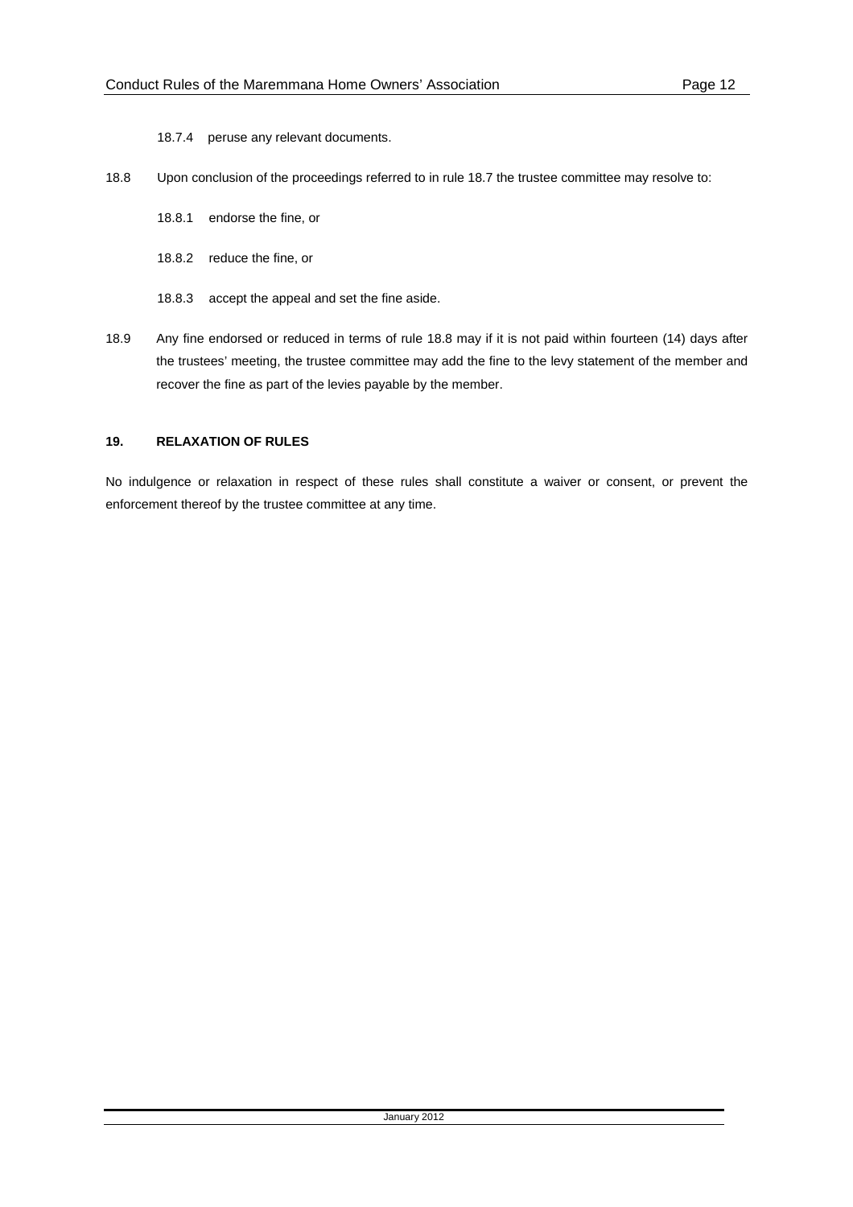18.7.4 peruse any relevant documents.

18.8 Upon conclusion of the proceedings referred to in rule 18.7 the trustee committee may resolve to:

18.8.1 endorse the fine, or

18.8.2 reduce the fine, or

18.8.3 accept the appeal and set the fine aside.

18.9 Any fine endorsed or reduced in terms of rule 18.8 may if it is not paid within fourteen (14) days after the trustees' meeting, the trustee committee may add the fine to the levy statement of the member and recover the fine as part of the levies payable by the member.

## 19. RELAXATION OF RULES

No indulgence or relaxation in respect of these rules shall constitute a waiver or consent, or prevent the enforcement thereof by the trustee committee at any time.